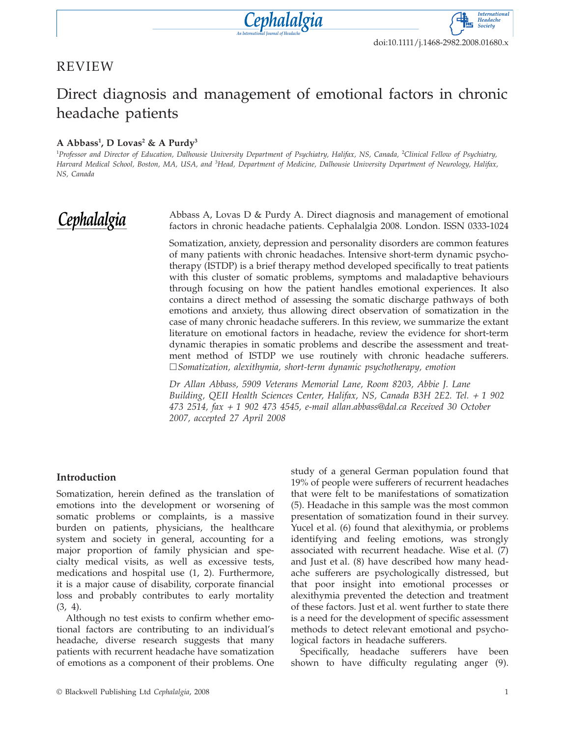doi:10.1111/j.1468-2982.2008.01680.x

REVIEW

# Direct diagnosis and management of emotional factors in chronic headache patients

**A Abbass[1], D Lovas[2] & A Purdy[3]**

[1]*Professor and Director of Education, Dalhousie University Department of Psychiatry, Halifax, NS, Canada,* [2]*Clinical Fellow of Psychiatry, Harvard Medical School, Boston, MA, USA, and* [3]*Head, Department of Medicine, Dalhousie University Department of Neurology, Halifax, NS, Canada*

Abbass A, Lovas D & Purdy A. Direct diagnosis and management of emotional factors in chronic headache patients. Cephalalgia 2008. London. ISSN 0333-1024

Somatization, anxiety, depression and personality disorders are common features of many patients with chronic headaches. Intensive short-term dynamic psychotherapy (ISTDP) is a brief therapy method developed specifically to treat patients with this cluster of somatic problems, symptoms and maladaptive behaviours through focusing on how the patient handles emotional experiences. It also contains a direct method of assessing the somatic discharge pathways of both emotions and anxiety, thus allowing direct observation of somatization in the case of many chronic headache sufferers. In this review, we summarize the extant literature on emotional factors in headache, review the evidence for short-term dynamic therapies in somatic problems and describe the assessment and treatment method of ISTDP we use routinely with chronic headache sufferers. □ *Somatization, alexithymia, short-term dynamic psychotherapy, emotion*

*Dr Allan Abbass, 5909 Veterans Memorial Lane, Room 8203, Abbie J. Lane Building, QEII Health Sciences Center, Halifax, NS, Canada B3H 2E2. Tel. + 1 902 473 2514, fax + 1 902 473 4545, e-mail allan.abbass@dal.ca Received 30 October 2007, accepted 27 April 2008*

## Introduction

Somatization, herein defined as the translation of emotions into the development or worsening of somatic problems or complaints, is a massive burden on patients, physicians, the healthcare system and society in general, accounting for a major proportion of family physician and specialty medical visits, as well as excessive tests, medications and hospital use (1, 2). Furthermore, it is a major cause of disability, corporate financial loss and probably contributes to early mortality (3, 4).

Although no test exists to confirm whether emotional factors are contributing to an individual's headache, diverse research suggests that many patients with recurrent headache have somatization of emotions as a component of their problems. One study of a general German population found that 19% of people were sufferers of recurrent headaches that were felt to be manifestations of somatization (5). Headache in this sample was the most common presentation of somatization found in their survey. Yucel et al. (6) found that alexithymia, or problems identifying and feeling emotions, was strongly associated with recurrent headache. Wise et al. (7) and Just et al. (8) have described how many headache sufferers are psychologically distressed, but that poor insight into emotional processes or alexithymia prevented the detection and treatment of these factors. Just et al. went further to state there is a need for the development of specific assessment methods to detect relevant emotional and psychological factors in headache sufferers.

Specifically, headache sufferers have been shown to have difficulty regulating anger (9).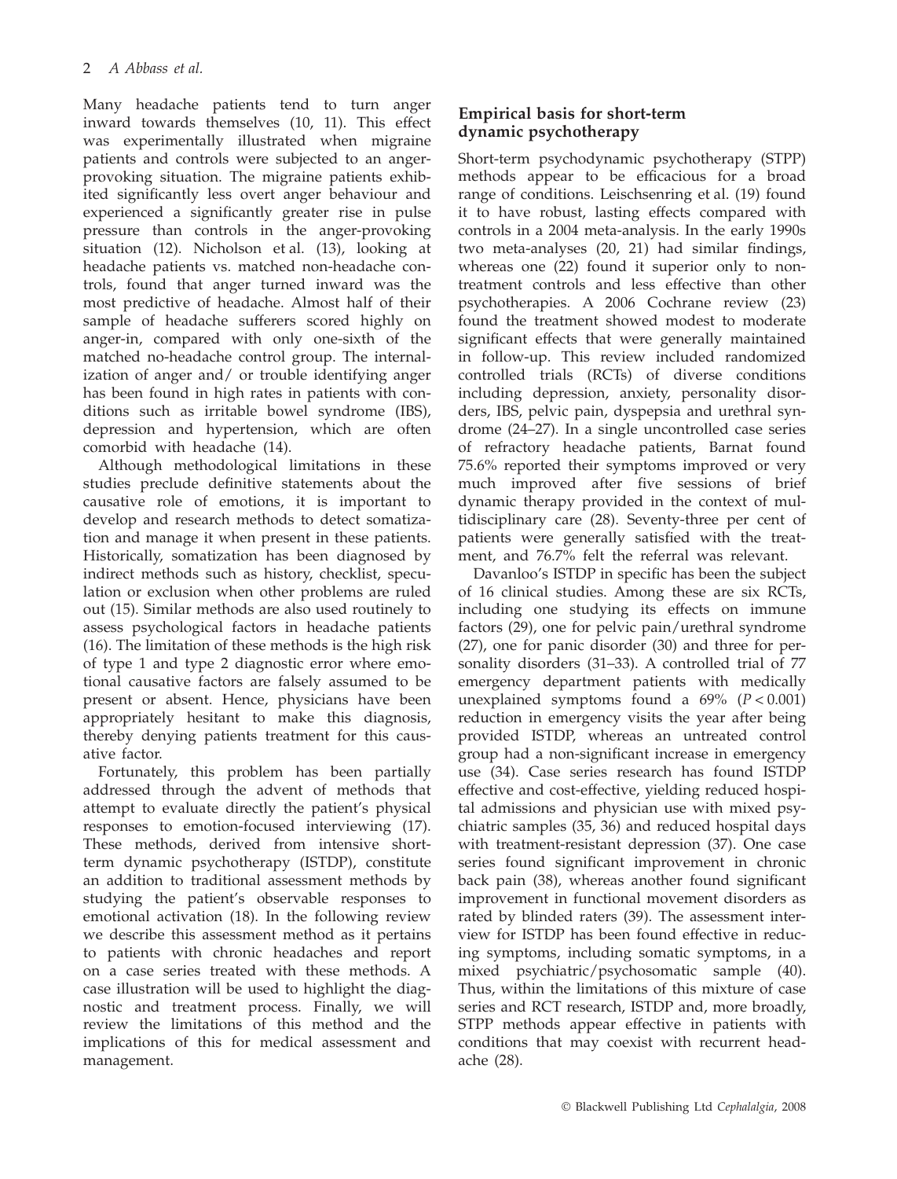Many headache patients tend to turn anger inward towards themselves (10, 11). This effect was experimentally illustrated when migraine patients and controls were subjected to an anger-provoking situation. The migraine patients exhibited significantly less overt anger behaviour and experienced a significantly greater rise in pulse pressure than controls in the anger-provoking situation (12). Nicholson et al. (13), looking at headache patients vs. matched non-headache controls, found that anger turned inward was the most predictive of headache. Almost half of their sample of headache sufferers scored highly on anger-in, compared with only one-sixth of the matched no-headache control group. The internalization of anger and/ or trouble identifying anger has been found in high rates in patients with conditions such as irritable bowel syndrome (IBS), depression and hypertension, which are often comorbid with headache (14).

Although methodological limitations in these studies preclude definitive statements about the causative role of emotions, it is important to develop and research methods to detect somatization and manage it when present in these patients. Historically, somatization has been diagnosed by indirect methods such as history, checklist, speculation or exclusion when other problems are ruled out (15). Similar methods are also used routinely to assess psychological factors in headache patients (16). The limitation of these methods is the high risk of type 1 and type 2 diagnostic error where emotional causative factors are falsely assumed to be present or absent. Hence, physicians have been appropriately hesitant to make this diagnosis, thereby denying patients treatment for this causative factor.

Fortunately, this problem has been partially addressed through the advent of methods that attempt to evaluate directly the patient's physical responses to emotion-focused interviewing (17). These methods, derived from intensive short-term dynamic psychotherapy (ISTDP), constitute an addition to traditional assessment methods by studying the patient's observable responses to emotional activation (18). In the following review we describe this assessment method as it pertains to patients with chronic headaches and report on a case series treated with these methods. A case illustration will be used to highlight the diagnostic and treatment process. Finally, we will review the limitations of this method and the implications of this for medical assessment and management.

## Empirical basis for short-term dynamic psychotherapy

Short-term psychodynamic psychotherapy (STPP) methods appear to be efficacious for a broad range of conditions. Leischsenring et al. (19) found it to have robust, lasting effects compared with controls in a 2004 meta-analysis. In the early 1990s two meta-analyses (20, 21) had similar findings, whereas one (22) found it superior only to non-treatment controls and less effective than other psychotherapies. A 2006 Cochrane review (23) found the treatment showed modest to moderate significant effects that were generally maintained in follow-up. This review included randomized controlled trials (RCTs) of diverse conditions including depression, anxiety, personality disorders, IBS, pelvic pain, dyspepsia and urethral syndrome (24–27). In a single uncontrolled case series of refractory headache patients, Barnat found 75.6% reported their symptoms improved or very much improved after five sessions of brief dynamic therapy provided in the context of multidisciplinary care (28). Seventy-three per cent of patients were generally satisfied with the treatment, and 76.7% felt the referral was relevant.

Davanloo's ISTDP in specific has been the subject of 16 clinical studies. Among these are six RCTs, including one studying its effects on immune factors (29), one for pelvic pain/urethral syndrome (27), one for panic disorder (30) and three for personality disorders (31–33). A controlled trial of 77 emergency department patients with medically unexplained symptoms found a 69% ($P < 0.001$) reduction in emergency visits the year after being provided ISTDP, whereas an untreated control group had a non-significant increase in emergency use (34). Case series research has found ISTDP effective and cost-effective, yielding reduced hospital admissions and physician use with mixed psychiatric samples (35, 36) and reduced hospital days with treatment-resistant depression (37). One case series found significant improvement in chronic back pain (38), whereas another found significant improvement in functional movement disorders as rated by blinded raters (39). The assessment interview for ISTDP has been found effective in reducing symptoms, including somatic symptoms, in a mixed psychiatric/psychosomatic sample (40). Thus, within the limitations of this mixture of case series and RCT research, ISTDP and, more broadly, STPP methods appear effective in patients with conditions that may coexist with recurrent headache (28).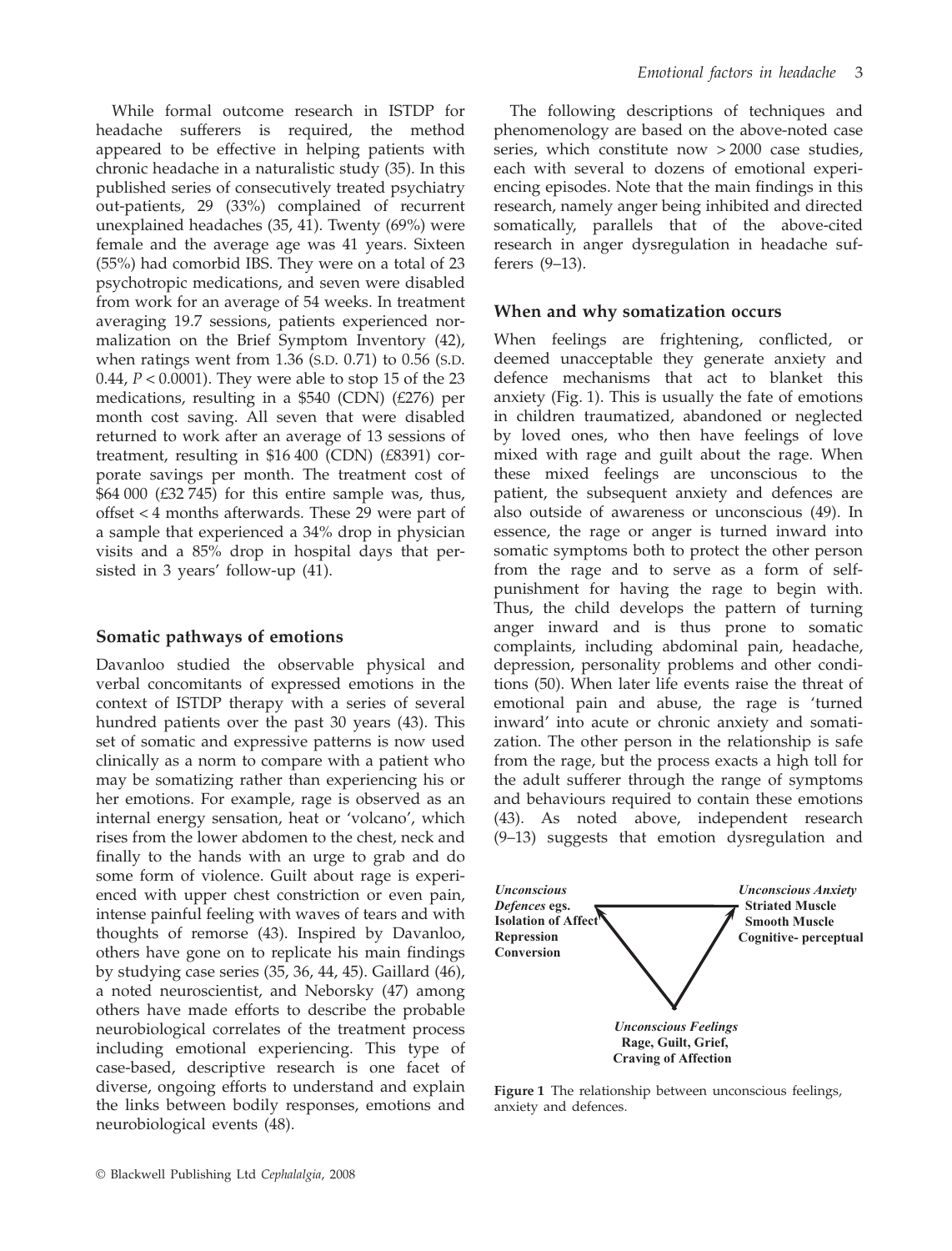While formal outcome research in ISTDP for headache sufferers is required, the method appeared to be effective in helping patients with chronic headache in a naturalistic study (35). In this published series of consecutively treated psychiatry out-patients, 29 (33%) complained of recurrent unexplained headaches (35, 41). Twenty (69%) were female and the average age was 41 years. Sixteen (55%) had comorbid IBS. They were on a total of 23 psychotropic medications, and seven were disabled from work for an average of 54 weeks. In treatment averaging 19.7 sessions, patients experienced normalization on the Brief Symptom Inventory (42), when ratings went from 1.36 (S.D. 0.71) to 0.56 (S.D. 0.44, $P < 0.0001$). They were able to stop 15 of the 23 medications, resulting in a \$540 (CDN) (£276) per month cost saving. All seven that were disabled returned to work after an average of 13 sessions of treatment, resulting in \$16 400 (CDN) (£8391) corporate savings per month. The treatment cost of \$64 000 (£32 745) for this entire sample was, thus, offset < 4 months afterwards. These 29 were part of a sample that experienced a 34% drop in physician visits and a 85% drop in hospital days that persisted in 3 years' follow-up (41).

## Somatic pathways of emotions

Davanloo studied the observable physical and verbal concomitants of expressed emotions in the context of ISTDP therapy with a series of several hundred patients over the past 30 years (43). This set of somatic and expressive patterns is now used clinically as a norm to compare with a patient who may be somatizing rather than experiencing his or her emotions. For example, rage is observed as an internal energy sensation, heat or 'volcano', which rises from the lower abdomen to the chest, neck and finally to the hands with an urge to grab and do some form of violence. Guilt about rage is experienced with upper chest constriction or even pain, intense painful feeling with waves of tears and with thoughts of remorse (43). Inspired by Davanloo, others have gone on to replicate his main findings by studying case series (35, 36, 44, 45). Gaillard (46), a noted neuroscientist, and Neborsky (47) among others have made efforts to describe the probable neurobiological correlates of the treatment process including emotional experiencing. This type of case-based, descriptive research is one facet of diverse, ongoing efforts to understand and explain the links between bodily responses, emotions and neurobiological events (48).

The following descriptions of techniques and phenomenology are based on the above-noted case series, which constitute now > 2000 case studies, each with several to dozens of emotional experiencing episodes. Note that the main findings in this research, namely anger being inhibited and directed somatically, parallels that of the above-cited research in anger dysregulation in headache sufferers (9–13).

## When and why somatization occurs

When feelings are frightening, conflicted, or deemed unacceptable they generate anxiety and defence mechanisms that act to blanket this anxiety (Fig. 1). This is usually the fate of emotions in children traumatized, abandoned or neglected by loved ones, who then have feelings of love mixed with rage and guilt about the rage. When these mixed feelings are unconscious to the patient, the subsequent anxiety and defences are also outside of awareness or unconscious (49). In essence, the rage or anger is turned inward into somatic symptoms both to protect the other person from the rage and to serve as a form of self-punishment for having the rage to begin with. Thus, the child develops the pattern of turning anger inward and is thus prone to somatic complaints, including abdominal pain, headache, depression, personality problems and other conditions (50). When later life events raise the threat of emotional pain and abuse, the rage is 'turned inward' into acute or chronic anxiety and somatization. The other person in the relationship is safe from the rage, but the process exacts a high toll for the adult sufferer through the range of symptoms and behaviours required to contain these emotions (43). As noted above, independent research (9–13) suggests that emotion dysregulation and

***Unconscious Defences* egs.**
**Isolation of Affect**
**Repression**
**Conversion**

***Unconscious Anxiety***
**Striated Muscle**
**Smooth Muscle**
**Cognitive- perceptual**

***Unconscious Feelings***
**Rage, Guilt, Grief, Craving of Affection**

**Figure 1** The relationship between unconscious feelings, anxiety and defences.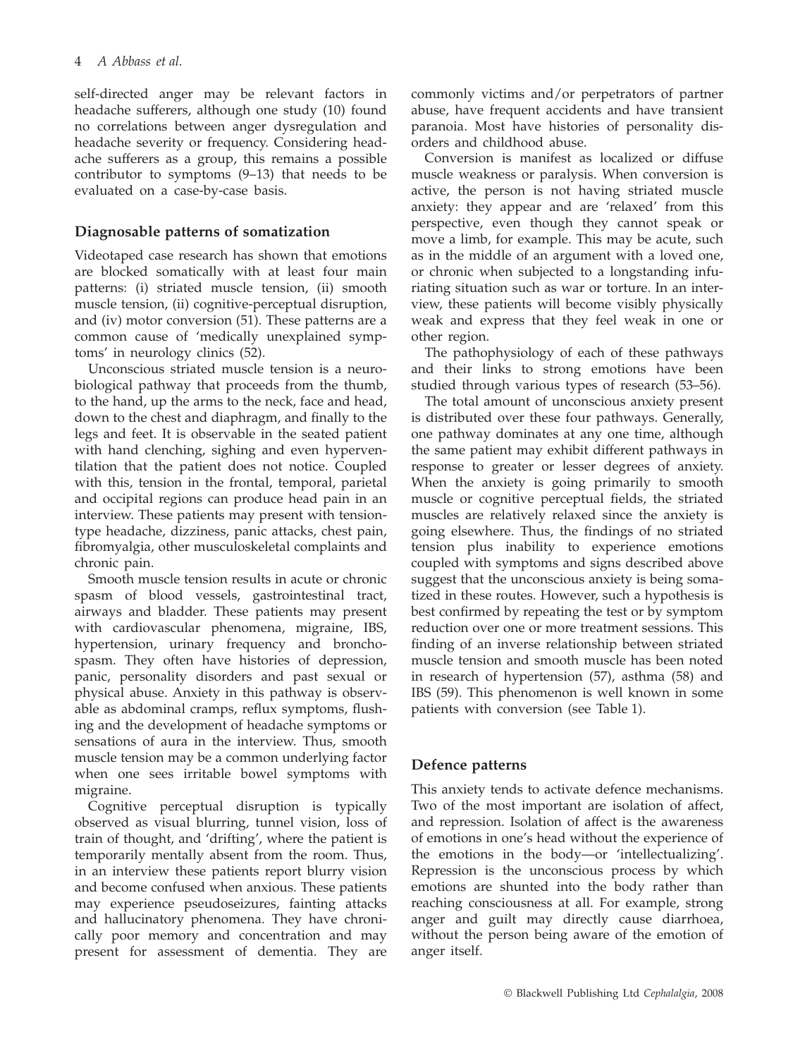self-directed anger may be relevant factors in headache sufferers, although one study (10) found no correlations between anger dysregulation and headache severity or frequency. Considering headache sufferers as a group, this remains a possible contributor to symptoms (9–13) that needs to be evaluated on a case-by-case basis.

## Diagnosable patterns of somatization

Videotaped case research has shown that emotions are blocked somatically with at least four main patterns: (i) striated muscle tension, (ii) smooth muscle tension, (ii) cognitive-perceptual disruption, and (iv) motor conversion (51). These patterns are a common cause of 'medically unexplained symptoms' in neurology clinics (52).

Unconscious striated muscle tension is a neurobiological pathway that proceeds from the thumb, to the hand, up the arms to the neck, face and head, down to the chest and diaphragm, and finally to the legs and feet. It is observable in the seated patient with hand clenching, sighing and even hyperventilation that the patient does not notice. Coupled with this, tension in the frontal, temporal, parietal and occipital regions can produce head pain in an interview. These patients may present with tension-type headache, dizziness, panic attacks, chest pain, fibromyalgia, other musculoskeletal complaints and chronic pain.

Smooth muscle tension results in acute or chronic spasm of blood vessels, gastrointestinal tract, airways and bladder. These patients may present with cardiovascular phenomena, migraine, IBS, hypertension, urinary frequency and bronchospasm. They often have histories of depression, panic, personality disorders and past sexual or physical abuse. Anxiety in this pathway is observable as abdominal cramps, reflux symptoms, flushing and the development of headache symptoms or sensations of aura in the interview. Thus, smooth muscle tension may be a common underlying factor when one sees irritable bowel symptoms with migraine.

Cognitive perceptual disruption is typically observed as visual blurring, tunnel vision, loss of train of thought, and 'drifting', where the patient is temporarily mentally absent from the room. Thus, in an interview these patients report blurry vision and become confused when anxious. These patients may experience pseudoseizures, fainting attacks and hallucinatory phenomena. They have chronically poor memory and concentration and may present for assessment of dementia. They are commonly victims and/or perpetrators of partner abuse, have frequent accidents and have transient paranoia. Most have histories of personality disorders and childhood abuse.

Conversion is manifest as localized or diffuse muscle weakness or paralysis. When conversion is active, the person is not having striated muscle anxiety: they appear and are 'relaxed' from this perspective, even though they cannot speak or move a limb, for example. This may be acute, such as in the middle of an argument with a loved one, or chronic when subjected to a longstanding infuriating situation such as war or torture. In an interview, these patients will become visibly physically weak and express that they feel weak in one or other region.

The pathophysiology of each of these pathways and their links to strong emotions have been studied through various types of research (53–56).

The total amount of unconscious anxiety present is distributed over these four pathways. Generally, one pathway dominates at any one time, although the same patient may exhibit different pathways in response to greater or lesser degrees of anxiety. When the anxiety is going primarily to smooth muscle or cognitive perceptual fields, the striated muscles are relatively relaxed since the anxiety is going elsewhere. Thus, the findings of no striated tension plus inability to experience emotions coupled with symptoms and signs described above suggest that the unconscious anxiety is being somatized in these routes. However, such a hypothesis is best confirmed by repeating the test or by symptom reduction over one or more treatment sessions. This finding of an inverse relationship between striated muscle tension and smooth muscle has been noted in research of hypertension (57), asthma (58) and IBS (59). This phenomenon is well known in some patients with conversion (see Table 1).

## Defence patterns

This anxiety tends to activate defence mechanisms. Two of the most important are isolation of affect, and repression. Isolation of affect is the awareness of emotions in one's head without the experience of the emotions in the body—or 'intellectualizing'. Repression is the unconscious process by which emotions are shunted into the body rather than reaching consciousness at all. For example, strong anger and guilt may directly cause diarrhoea, without the person being aware of the emotion of anger itself.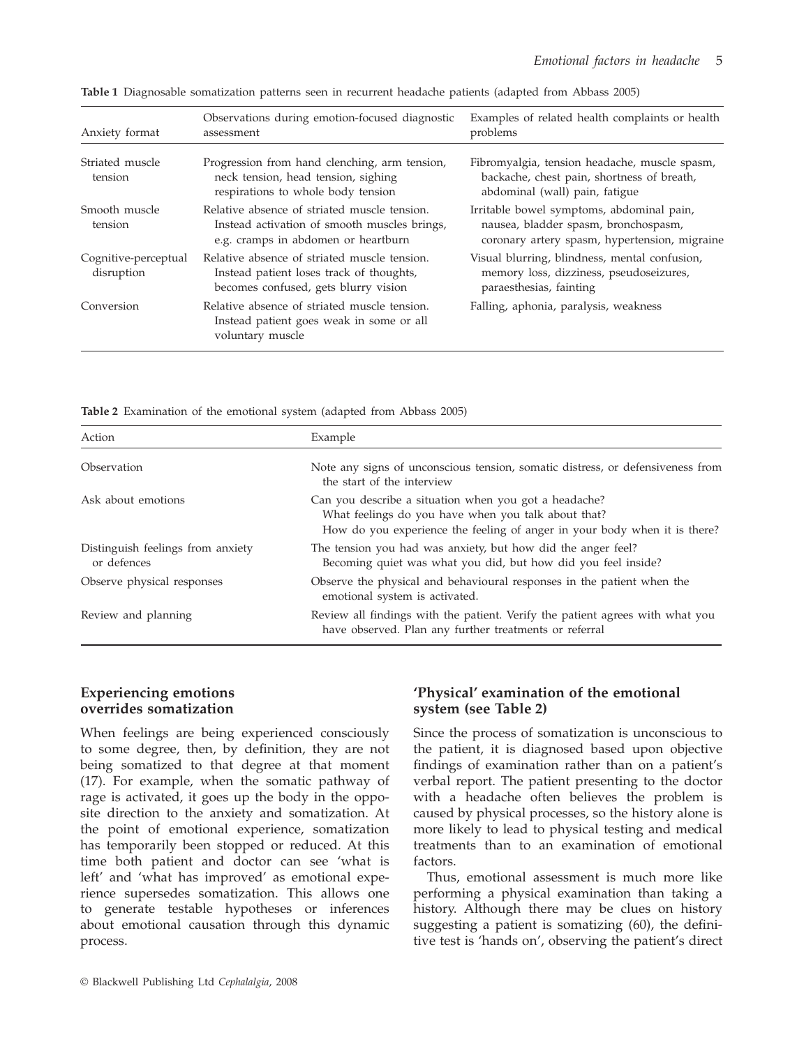**Table 1** Diagnosable somatization patterns seen in recurrent headache patients (adapted from Abbass 2005)

| Anxiety format | Observations during emotion-focused diagnostic assessment | Examples of related health complaints or health problems |
|---|---|---|
| Striated muscle tension | Progression from hand clenching, arm tension, neck tension, head tension, sighing respirations to whole body tension | Fibromyalgia, tension headache, muscle spasm, backache, chest pain, shortness of breath, abdominal (wall) pain, fatigue |
| Smooth muscle tension | Relative absence of striated muscle tension. Instead activation of smooth muscles brings, e.g. cramps in abdomen or heartburn | Irritable bowel symptoms, abdominal pain, nausea, bladder spasm, bronchospasm, coronary artery spasm, hypertension, migraine |
| Cognitive-perceptual disruption | Relative absence of striated muscle tension. Instead patient loses track of thoughts, becomes confused, gets blurry vision | Visual blurring, blindness, mental confusion, memory loss, dizziness, pseudoseizures, paraesthesias, fainting |
| Conversion | Relative absence of striated muscle tension. Instead patient goes weak in some or all voluntary muscle | Falling, aphonia, paralysis, weakness |

**Table 2** Examination of the emotional system (adapted from Abbass 2005)

| Action | Example |
|---|---|
| Observation | Note any signs of unconscious tension, somatic distress, or defensiveness from the start of the interview |
| Ask about emotions | Can you describe a situation when you got a headache? What feelings do you have when you talk about that? How do you experience the feeling of anger in your body when it is there? |
| Distinguish feelings from anxiety or defences | The tension you had was anxiety, but how did the anger feel? Becoming quiet was what you did, but how did you feel inside? |
| Observe physical responses | Observe the physical and behavioural responses in the patient when the emotional system is activated. |
| Review and planning | Review all findings with the patient. Verify the patient agrees with what you have observed. Plan any further treatments or referral |

## Experiencing emotions overrides somatization

When feelings are being experienced consciously to some degree, then, by definition, they are not being somatized to that degree at that moment (17). For example, when the somatic pathway of rage is activated, it goes up the body in the opposite direction to the anxiety and somatization. At the point of emotional experience, somatization has temporarily been stopped or reduced. At this time both patient and doctor can see 'what is left' and 'what has improved' as emotional experience supersedes somatization. This allows one to generate testable hypotheses or inferences about emotional causation through this dynamic process.

## 'Physical' examination of the emotional system (see Table 2)

Since the process of somatization is unconscious to the patient, it is diagnosed based upon objective findings of examination rather than on a patient's verbal report. The patient presenting to the doctor with a headache often believes the problem is caused by physical processes, so the history alone is more likely to lead to physical testing and medical treatments than to an examination of emotional factors.

Thus, emotional assessment is much more like performing a physical examination than taking a history. Although there may be clues on history suggesting a patient is somatizing (60), the definitive test is 'hands on', observing the patient's direct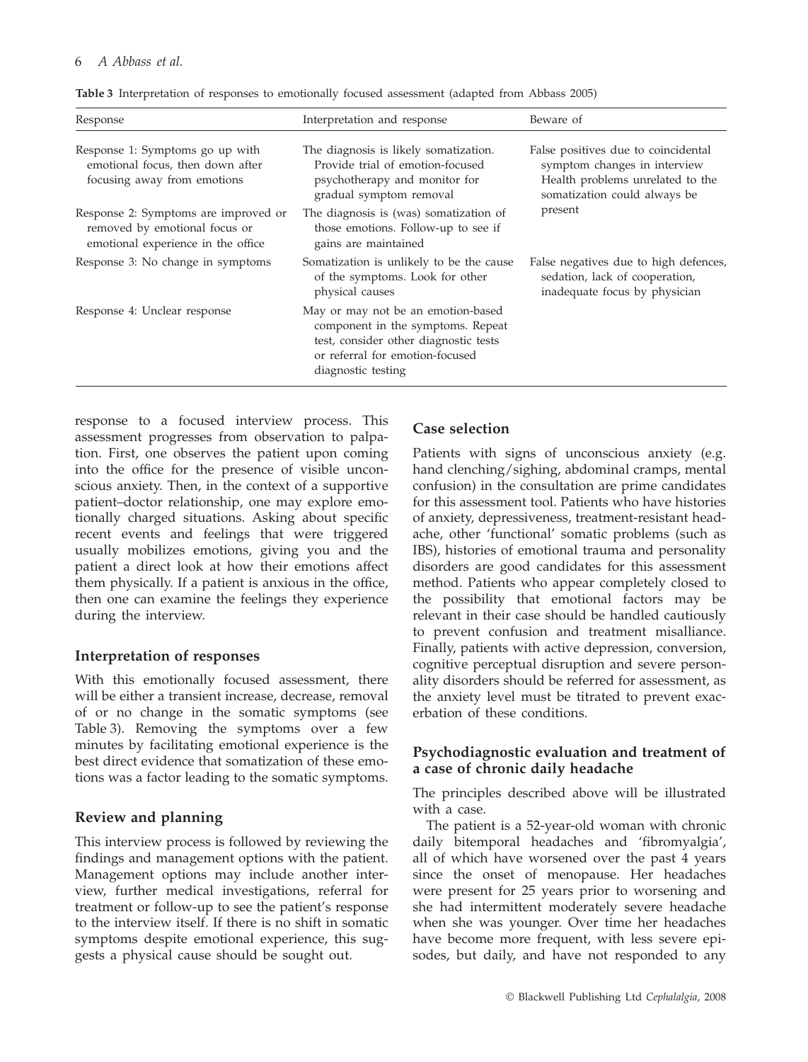**Table 3** Interpretation of responses to emotionally focused assessment (adapted from Abbass 2005)

| Response | Interpretation and response | Beware of |
|---|---|---|
| Response 1: Symptoms go up with emotional focus, then down after focusing away from emotions | The diagnosis is likely somatization. Provide trial of emotion-focused psychotherapy and monitor for gradual symptom removal | False positives due to coincidental symptom changes in interview Health problems unrelated to the somatization could always be present |
| Response 2: Symptoms are improved or removed by emotional focus or emotional experience in the office | The diagnosis is (was) somatization of those emotions. Follow-up to see if gains are maintained | |
| Response 3: No change in symptoms | Somatization is unlikely to be the cause of the symptoms. Look for other physical causes | False negatives due to high defences, sedation, lack of cooperation, inadequate focus by physician |
| Response 4: Unclear response | May or may not be an emotion-based component in the symptoms. Repeat test, consider other diagnostic tests or referral for emotion-focused diagnostic testing | |

response to a focused interview process. This assessment progresses from observation to palpation. First, one observes the patient upon coming into the office for the presence of visible unconscious anxiety. Then, in the context of a supportive patient–doctor relationship, one may explore emotionally charged situations. Asking about specific recent events and feelings that were triggered usually mobilizes emotions, giving you and the patient a direct look at how their emotions affect them physically. If a patient is anxious in the office, then one can examine the feelings they experience during the interview.

## Interpretation of responses

With this emotionally focused assessment, there will be either a transient increase, decrease, removal of or no change in the somatic symptoms (see Table 3). Removing the symptoms over a few minutes by facilitating emotional experience is the best direct evidence that somatization of these emotions was a factor leading to the somatic symptoms.

## Review and planning

This interview process is followed by reviewing the findings and management options with the patient. Management options may include another interview, further medical investigations, referral for treatment or follow-up to see the patient's response to the interview itself. If there is no shift in somatic symptoms despite emotional experience, this suggests a physical cause should be sought out.

## Case selection

Patients with signs of unconscious anxiety (e.g. hand clenching/sighing, abdominal cramps, mental confusion) in the consultation are prime candidates for this assessment tool. Patients who have histories of anxiety, depressiveness, treatment-resistant headache, other 'functional' somatic problems (such as IBS), histories of emotional trauma and personality disorders are good candidates for this assessment method. Patients who appear completely closed to the possibility that emotional factors may be relevant in their case should be handled cautiously to prevent confusion and treatment misalliance. Finally, patients with active depression, conversion, cognitive perceptual disruption and severe personality disorders should be referred for assessment, as the anxiety level must be titrated to prevent exacerbation of these conditions.

## Psychodiagnostic evaluation and treatment of a case of chronic daily headache

The principles described above will be illustrated with a case.

The patient is a 52-year-old woman with chronic daily bitemporal headaches and 'fibromyalgia', all of which have worsened over the past 4 years since the onset of menopause. Her headaches were present for 25 years prior to worsening and she had intermittent moderately severe headache when she was younger. Over time her headaches have become more frequent, with less severe episodes, but daily, and have not responded to any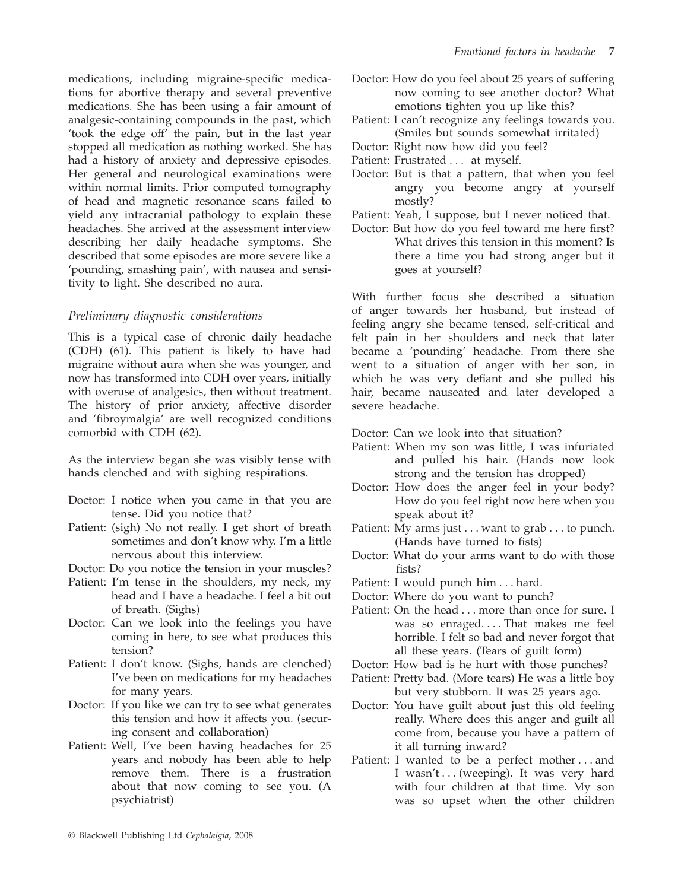medications, including migraine-specific medications for abortive therapy and several preventive medications. She has been using a fair amount of analgesic-containing compounds in the past, which 'took the edge off' the pain, but in the last year stopped all medication as nothing worked. She has had a history of anxiety and depressive episodes. Her general and neurological examinations were within normal limits. Prior computed tomography of head and magnetic resonance scans failed to yield any intracranial pathology to explain these headaches. She arrived at the assessment interview describing her daily headache symptoms. She described that some episodes are more severe like a 'pounding, smashing pain', with nausea and sensitivity to light. She described no aura.

*Preliminary diagnostic considerations*

This is a typical case of chronic daily headache (CDH) (61). This patient is likely to have had migraine without aura when she was younger, and now has transformed into CDH over years, initially with overuse of analgesics, then without treatment. The history of prior anxiety, affective disorder and 'fibroymalgia' are well recognized conditions comorbid with CDH (62).

As the interview began she was visibly tense with hands clenched and with sighing respirations.

Doctor: I notice when you came in that you are tense. Did you notice that?

Patient: (sigh) No not really. I get short of breath sometimes and don't know why. I'm a little nervous about this interview.

Doctor: Do you notice the tension in your muscles?

Patient: I'm tense in the shoulders, my neck, my head and I have a headache. I feel a bit out of breath. (Sighs)

Doctor: Can we look into the feelings you have coming in here, to see what produces this tension?

Patient: I don't know. (Sighs, hands are clenched) I've been on medications for my headaches for many years.

Doctor: If you like we can try to see what generates this tension and how it affects you. (securing consent and collaboration)

Patient: Well, I've been having headaches for 25 years and nobody has been able to help remove them. There is a frustration about that now coming to see you. (A psychiatrist)

Doctor: How do you feel about 25 years of suffering now coming to see another doctor? What emotions tighten you up like this?

Patient: I can't recognize any feelings towards you. (Smiles but sounds somewhat irritated)

Doctor: Right now how did you feel?

Patient: Frustrated . . . at myself.

Doctor: But is that a pattern, that when you feel angry you become angry at yourself mostly?

Patient: Yeah, I suppose, but I never noticed that.

Doctor: But how do you feel toward me here first? What drives this tension in this moment? Is there a time you had strong anger but it goes at yourself?

With further focus she described a situation of anger towards her husband, but instead of feeling angry she became tensed, self-critical and felt pain in her shoulders and neck that later became a 'pounding' headache. From there she went to a situation of anger with her son, in which he was very defiant and she pulled his hair, became nauseated and later developed a severe headache.

Doctor: Can we look into that situation?

Patient: When my son was little, I was infuriated and pulled his hair. (Hands now look strong and the tension has dropped)

Doctor: How does the anger feel in your body? How do you feel right now here when you speak about it?

Patient: My arms just . . . want to grab . . . to punch. (Hands have turned to fists)

Doctor: What do your arms want to do with those fists?

Patient: I would punch him . . . hard.

Doctor: Where do you want to punch?

Patient: On the head . . . more than once for sure. I was so enraged. . . . That makes me feel horrible. I felt so bad and never forgot that all these years. (Tears of guilt form)

Doctor: How bad is he hurt with those punches?

Patient: Pretty bad. (More tears) He was a little boy but very stubborn. It was 25 years ago.

Doctor: You have guilt about just this old feeling really. Where does this anger and guilt all come from, because you have a pattern of it all turning inward?

Patient: I wanted to be a perfect mother . . . and I wasn't . . . (weeping). It was very hard with four children at that time. My son was so upset when the other children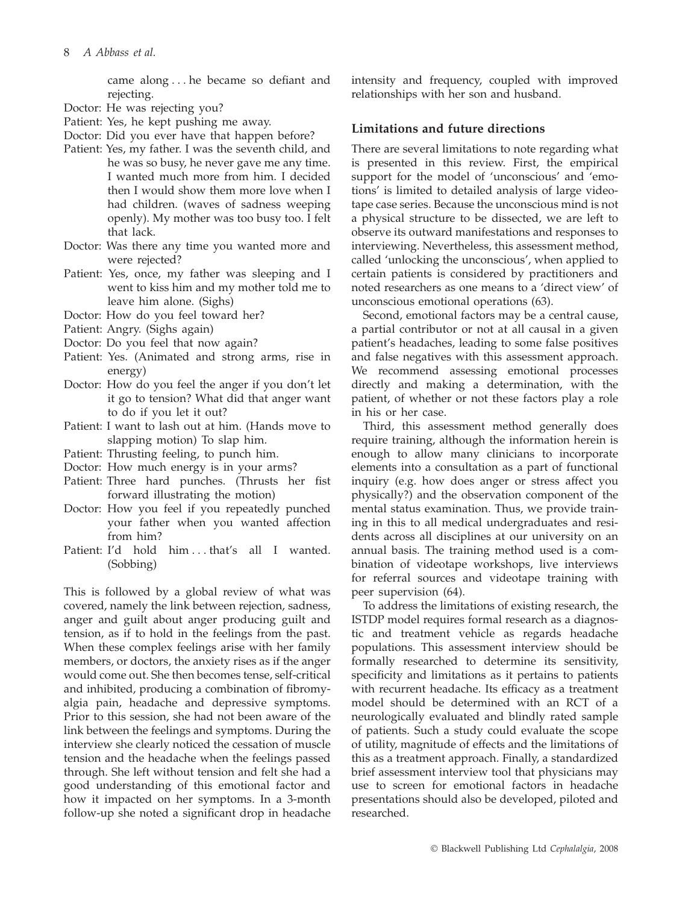came along . . . he became so defiant and rejecting.

Doctor: He was rejecting you?

Patient: Yes, he kept pushing me away.

Doctor: Did you ever have that happen before?

Patient: Yes, my father. I was the seventh child, and he was so busy, he never gave me any time. I wanted much more from him. I decided then I would show them more love when I had children. (waves of sadness weeping openly). My mother was too busy too. I felt that lack.

Doctor: Was there any time you wanted more and were rejected?

Patient: Yes, once, my father was sleeping and I went to kiss him and my mother told me to leave him alone. (Sighs)

Doctor: How do you feel toward her?

Patient: Angry. (Sighs again)

Doctor: Do you feel that now again?

Patient: Yes. (Animated and strong arms, rise in energy)

Doctor: How do you feel the anger if you don't let it go to tension? What did that anger want to do if you let it out?

Patient: I want to lash out at him. (Hands move to slapping motion) To slap him.

Patient: Thrusting feeling, to punch him.

Doctor: How much energy is in your arms?

Patient: Three hard punches. (Thrusts her fist forward illustrating the motion)

Doctor: How you feel if you repeatedly punched your father when you wanted affection from him?

Patient: I'd hold him . . . that's all I wanted. (Sobbing)

This is followed by a global review of what was covered, namely the link between rejection, sadness, anger and guilt about anger producing guilt and tension, as if to hold in the feelings from the past. When these complex feelings arise with her family members, or doctors, the anxiety rises as if the anger would come out. She then becomes tense, self-critical and inhibited, producing a combination of fibromyalgia pain, headache and depressive symptoms. Prior to this session, she had not been aware of the link between the feelings and symptoms. During the interview she clearly noticed the cessation of muscle tension and the headache when the feelings passed through. She left without tension and felt she had a good understanding of this emotional factor and how it impacted on her symptoms. In a 3-month follow-up she noted a significant drop in headache intensity and frequency, coupled with improved relationships with her son and husband.

## Limitations and future directions

There are several limitations to note regarding what is presented in this review. First, the empirical support for the model of 'unconscious' and 'emotions' is limited to detailed analysis of large videotape case series. Because the unconscious mind is not a physical structure to be dissected, we are left to observe its outward manifestations and responses to interviewing. Nevertheless, this assessment method, called 'unlocking the unconscious', when applied to certain patients is considered by practitioners and noted researchers as one means to a 'direct view' of unconscious emotional operations (63).

Second, emotional factors may be a central cause, a partial contributor or not at all causal in a given patient's headaches, leading to some false positives and false negatives with this assessment approach. We recommend assessing emotional processes directly and making a determination, with the patient, of whether or not these factors play a role in his or her case.

Third, this assessment method generally does require training, although the information herein is enough to allow many clinicians to incorporate elements into a consultation as a part of functional inquiry (e.g. how does anger or stress affect you physically?) and the observation component of the mental status examination. Thus, we provide training in this to all medical undergraduates and residents across all disciplines at our university on an annual basis. The training method used is a combination of videotape workshops, live interviews for referral sources and videotape training with peer supervision (64).

To address the limitations of existing research, the ISTDP model requires formal research as a diagnostic and treatment vehicle as regards headache populations. This assessment interview should be formally researched to determine its sensitivity, specificity and limitations as it pertains to patients with recurrent headache. Its efficacy as a treatment model should be determined with an RCT of a neurologically evaluated and blindly rated sample of patients. Such a study could evaluate the scope of utility, magnitude of effects and the limitations of this as a treatment approach. Finally, a standardized brief assessment interview tool that physicians may use to screen for emotional factors in headache presentations should also be developed, piloted and researched.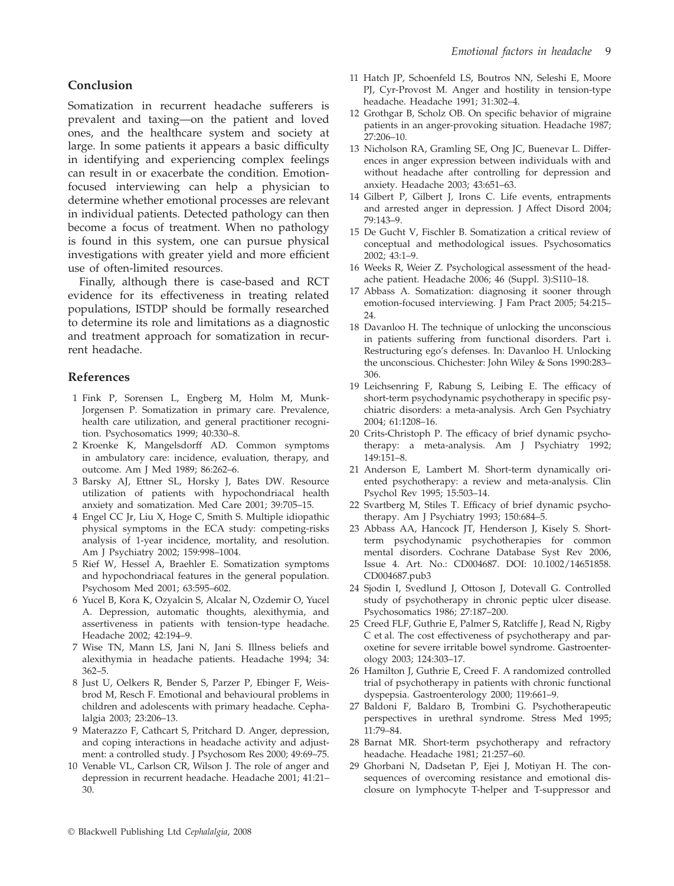## Conclusion

Somatization in recurrent headache sufferers is prevalent and taxing—on the patient and loved ones, and the healthcare system and society at large. In some patients it appears a basic difficulty in identifying and experiencing complex feelings can result in or exacerbate the condition. Emotion-focused interviewing can help a physician to determine whether emotional processes are relevant in individual patients. Detected pathology can then become a focus of treatment. When no pathology is found in this system, one can pursue physical investigations with greater yield and more efficient use of often-limited resources.

Finally, although there is case-based and RCT evidence for its effectiveness in treating related populations, ISTDP should be formally researched to determine its role and limitations as a diagnostic and treatment approach for somatization in recurrent headache.

## References

1 Fink P, Sorensen L, Engberg M, Holm M, Munk-Jorgensen P. Somatization in primary care. Prevalence, health care utilization, and general practitioner recognition. Psychosomatics 1999; 40:330–8.

2 Kroenke K, Mangelsdorff AD. Common symptoms in ambulatory care: incidence, evaluation, therapy, and outcome. Am J Med 1989; 86:262–6.

3 Barsky AJ, Ettner SL, Horsky J, Bates DW. Resource utilization of patients with hypochondriacal health anxiety and somatization. Med Care 2001; 39:705–15.

4 Engel CC Jr, Liu X, Hoge C, Smith S. Multiple idiopathic physical symptoms in the ECA study: competing-risks analysis of 1-year incidence, mortality, and resolution. Am J Psychiatry 2002; 159:998–1004.

5 Rief W, Hessel A, Braehler E. Somatization symptoms and hypochondriacal features in the general population. Psychosom Med 2001; 63:595–602.

6 Yucel B, Kora K, Ozyalcin S, Alcalar N, Ozdemir O, Yucel A. Depression, automatic thoughts, alexithymia, and assertiveness in patients with tension-type headache. Headache 2002; 42:194–9.

7 Wise TN, Mann LS, Jani N, Jani S. Illness beliefs and alexithymia in headache patients. Headache 1994; 34: 362–5.

8 Just U, Oelkers R, Bender S, Parzer P, Ebinger F, Weisbrod M, Resch F. Emotional and behavioural problems in children and adolescents with primary headache. Cephalalgia 2003; 23:206–13.

9 Materazzo F, Cathcart S, Pritchard D. Anger, depression, and coping interactions in headache activity and adjustment: a controlled study. J Psychosom Res 2000; 49:69–75.

10 Venable VL, Carlson CR, Wilson J. The role of anger and depression in recurrent headache. Headache 2001; 41:21–30.

11 Hatch JP, Schoenfeld LS, Boutros NN, Seleshi E, Moore PJ, Cyr-Provost M. Anger and hostility in tension-type headache. Headache 1991; 31:302–4.

12 Grothgar B, Scholz OB. On specific behavior of migraine patients in an anger-provoking situation. Headache 1987; 27:206–10.

13 Nicholson RA, Gramling SE, Ong JC, Buenevar L. Differences in anger expression between individuals with and without headache after controlling for depression and anxiety. Headache 2003; 43:651–63.

14 Gilbert P, Gilbert J, Irons C. Life events, entrapments and arrested anger in depression. J Affect Disord 2004; 79:143–9.

15 De Gucht V, Fischler B. Somatization a critical review of conceptual and methodological issues. Psychosomatics 2002; 43:1–9.

16 Weeks R, Weier Z. Psychological assessment of the headache patient. Headache 2006; 46 (Suppl. 3):S110–18.

17 Abbass A. Somatization: diagnosing it sooner through emotion-focused interviewing. J Fam Pract 2005; 54:215–24.

18 Davanloo H. The technique of unlocking the unconscious in patients suffering from functional disorders. Part i. Restructuring ego's defenses. In: Davanloo H. Unlocking the unconscious. Chichester: John Wiley & Sons 1990:283–306.

19 Leichsenring F, Rabung S, Leibing E. The efficacy of short-term psychodynamic psychotherapy in specific psychiatric disorders: a meta-analysis. Arch Gen Psychiatry 2004; 61:1208–16.

20 Crits-Christoph P. The efficacy of brief dynamic psychotherapy: a meta-analysis. Am J Psychiatry 1992; 149:151–8.

21 Anderson E, Lambert M. Short-term dynamically oriented psychotherapy: a review and meta-analysis. Clin Psychol Rev 1995; 15:503–14.

22 Svartberg M, Stiles T. Efficacy of brief dynamic psychotherapy. Am J Psychiatry 1993; 150:684–5.

23 Abbass AA, Hancock JT, Henderson J, Kisely S. Short-term psychodynamic psychotherapies for common mental disorders. Cochrane Database Syst Rev 2006, Issue 4. Art. No.: CD004687. DOI: 10.1002/14651858. CD004687.pub3

24 Sjodin I, Svedlund J, Ottoson J, Dotevall G. Controlled study of psychotherapy in chronic peptic ulcer disease. Psychosomatics 1986; 27:187–200.

25 Creed FLF, Guthrie E, Palmer S, Ratcliffe J, Read N, Rigby C et al. The cost effectiveness of psychotherapy and paroxetine for severe irritable bowel syndrome. Gastroenterology 2003; 124:303–17.

26 Hamilton J, Guthrie E, Creed F. A randomized controlled trial of psychotherapy in patients with chronic functional dyspepsia. Gastroenterology 2000; 119:661–9.

27 Baldoni F, Baldaro B, Trombini G. Psychotherapeutic perspectives in urethral syndrome. Stress Med 1995; 11:79–84.

28 Barnat MR. Short-term psychotherapy and refractory headache. Headache 1981; 21:257–60.

29 Ghorbani N, Dadsetan P, Ejei J, Motiyan H. The consequences of overcoming resistance and emotional disclosure on lymphocyte T-helper and T-suppressor and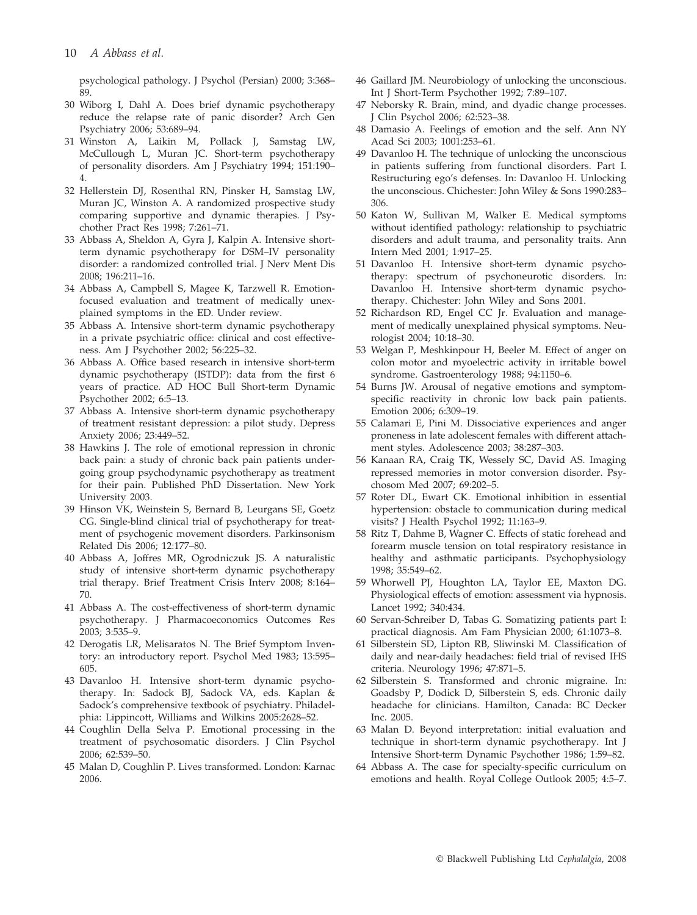psychological pathology. J Psychol (Persian) 2000; 3:368–89.

30 Wiborg I, Dahl A. Does brief dynamic psychotherapy reduce the relapse rate of panic disorder? Arch Gen Psychiatry 2006; 53:689–94.

31 Winston A, Laikin M, Pollack J, Samstag LW, McCullough L, Muran JC. Short-term psychotherapy of personality disorders. Am J Psychiatry 1994; 151:190–4.

32 Hellerstein DJ, Rosenthal RN, Pinsker H, Samstag LW, Muran JC, Winston A. A randomized prospective study comparing supportive and dynamic therapies. J Psychother Pract Res 1998; 7:261–71.

33 Abbass A, Sheldon A, Gyra J, Kalpin A. Intensive short-term dynamic psychotherapy for DSM–IV personality disorder: a randomized controlled trial. J Nerv Ment Dis 2008; 196:211–16.

34 Abbass A, Campbell S, Magee K, Tarzwell R. Emotion-focused evaluation and treatment of medically unexplained symptoms in the ED. Under review.

35 Abbass A. Intensive short-term dynamic psychotherapy in a private psychiatric office: clinical and cost effectiveness. Am J Psychother 2002; 56:225–32.

36 Abbass A. Office based research in intensive short-term dynamic psychotherapy (ISTDP): data from the first 6 years of practice. AD HOC Bull Short-term Dynamic Psychother 2002; 6:5–13.

37 Abbass A. Intensive short-term dynamic psychotherapy of treatment resistant depression: a pilot study. Depress Anxiety 2006; 23:449–52.

38 Hawkins J. The role of emotional repression in chronic back pain: a study of chronic back pain patients undergoing group psychodynamic psychotherapy as treatment for their pain. Published PhD Dissertation. New York University 2003.

39 Hinson VK, Weinstein S, Bernard B, Leurgans SE, Goetz CG. Single-blind clinical trial of psychotherapy for treatment of psychogenic movement disorders. Parkinsonism Related Dis 2006; 12:177–80.

40 Abbass A, Joffres MR, Ogrodniczuk JS. A naturalistic study of intensive short-term dynamic psychotherapy trial therapy. Brief Treatment Crisis Interv 2008; 8:164–70.

41 Abbass A. The cost-effectiveness of short-term dynamic psychotherapy. J Pharmacoeconomics Outcomes Res 2003; 3:535–9.

42 Derogatis LR, Melisaratos N. The Brief Symptom Inventory: an introductory report. Psychol Med 1983; 13:595–605.

43 Davanloo H. Intensive short-term dynamic psychotherapy. In: Sadock BJ, Sadock VA, eds. Kaplan & Sadock's comprehensive textbook of psychiatry. Philadelphia: Lippincott, Williams and Wilkins 2005:2628–52.

44 Coughlin Della Selva P. Emotional processing in the treatment of psychosomatic disorders. J Clin Psychol 2006; 62:539–50.

45 Malan D, Coughlin P. Lives transformed. London: Karnac 2006.

46 Gaillard JM. Neurobiology of unlocking the unconscious. Int J Short-Term Psychother 1992; 7:89–107.

47 Neborsky R. Brain, mind, and dyadic change processes. J Clin Psychol 2006; 62:523–38.

48 Damasio A. Feelings of emotion and the self. Ann NY Acad Sci 2003; 1001:253–61.

49 Davanloo H. The technique of unlocking the unconscious in patients suffering from functional disorders. Part I. Restructuring ego's defenses. In: Davanloo H. Unlocking the unconscious. Chichester: John Wiley & Sons 1990:283–306.

50 Katon W, Sullivan M, Walker E. Medical symptoms without identified pathology: relationship to psychiatric disorders and adult trauma, and personality traits. Ann Intern Med 2001; 1:917–25.

51 Davanloo H. Intensive short-term dynamic psychotherapy: spectrum of psychoneurotic disorders. In: Davanloo H. Intensive short-term dynamic psychotherapy. Chichester: John Wiley and Sons 2001.

52 Richardson RD, Engel CC Jr. Evaluation and management of medically unexplained physical symptoms. Neurologist 2004; 10:18–30.

53 Welgan P, Meshkinpour H, Beeler M. Effect of anger on colon motor and myoelectric activity in irritable bowel syndrome. Gastroenterology 1988; 94:1150–6.

54 Burns JW. Arousal of negative emotions and symptom-specific reactivity in chronic low back pain patients. Emotion 2006; 6:309–19.

55 Calamari E, Pini M. Dissociative experiences and anger proneness in late adolescent females with different attachment styles. Adolescence 2003; 38:287–303.

56 Kanaan RA, Craig TK, Wessely SC, David AS. Imaging repressed memories in motor conversion disorder. Psychosom Med 2007; 69:202–5.

57 Roter DL, Ewart CK. Emotional inhibition in essential hypertension: obstacle to communication during medical visits? J Health Psychol 1992; 11:163–9.

58 Ritz T, Dahme B, Wagner C. Effects of static forehead and forearm muscle tension on total respiratory resistance in healthy and asthmatic participants. Psychophysiology 1998; 35:549–62.

59 Whorwell PJ, Houghton LA, Taylor EE, Maxton DG. Physiological effects of emotion: assessment via hypnosis. Lancet 1992; 340:434.

60 Servan-Schreiber D, Tabas G. Somatizing patients part I: practical diagnosis. Am Fam Physician 2000; 61:1073–8.

61 Silberstein SD, Lipton RB, Sliwinski M. Classification of daily and near-daily headaches: field trial of revised IHS criteria. Neurology 1996; 47:871–5.

62 Silberstein S. Transformed and chronic migraine. In: Goadsby P, Dodick D, Silberstein S, eds. Chronic daily headache for clinicians. Hamilton, Canada: BC Decker Inc. 2005.

63 Malan D. Beyond interpretation: initial evaluation and technique in short-term dynamic psychotherapy. Int J Intensive Short-term Dynamic Psychother 1986; 1:59–82.

64 Abbass A. The case for specialty-specific curriculum on emotions and health. Royal College Outlook 2005; 4:5–7.